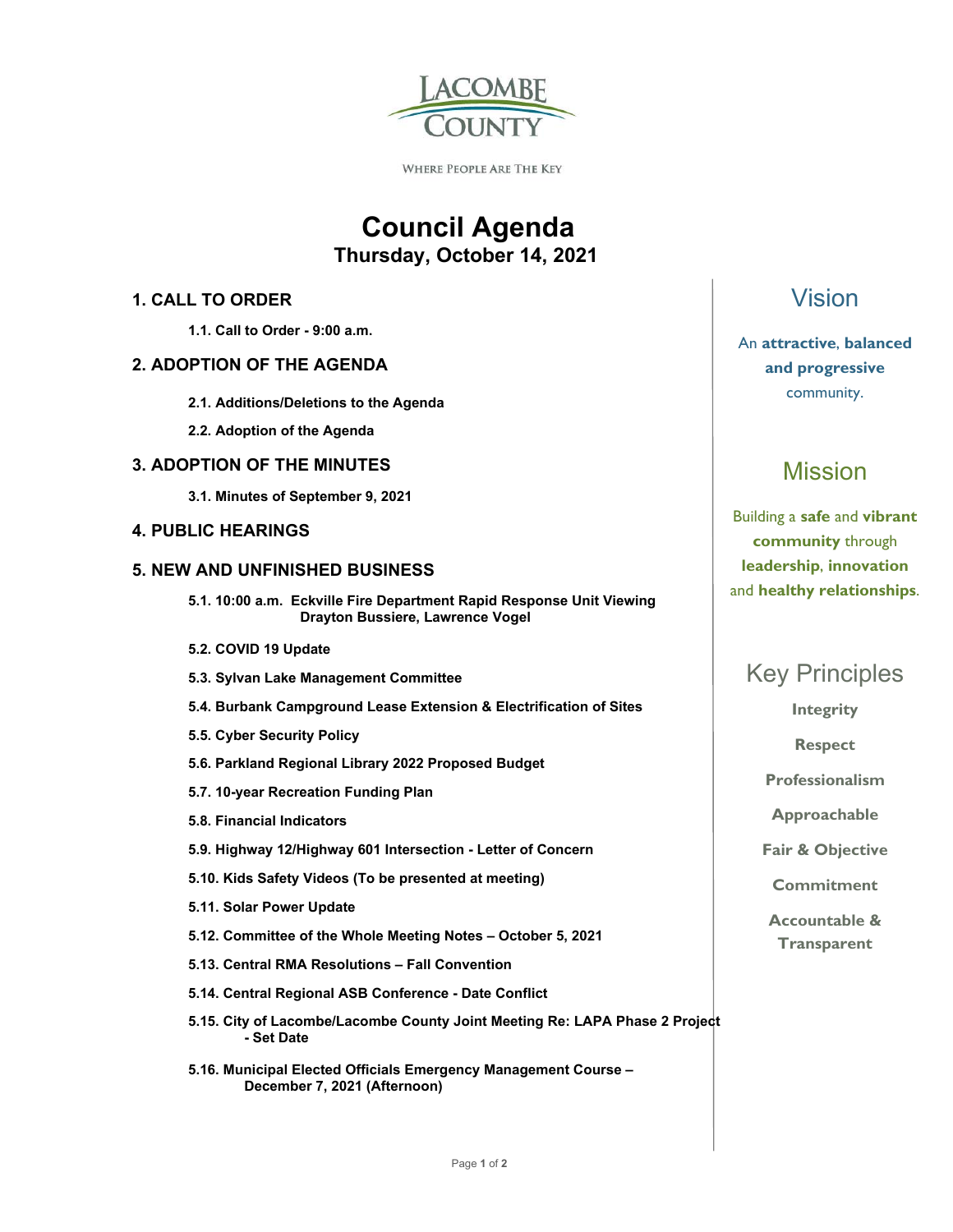LACOMBE COUNTY

WHERE PEOPLE ARE THE KEY

# Council Agenda

## Thursday, October 14, 2021

### 1. CALL TO ORDER

**1.1. Call to Order - 9:00 a.m.**

### 2. ADOPTION OF THE AGENDA

**2.1. Additions/Deletions to the Agenda**

**2.2. Adoption of the Agenda**

### 3. ADOPTION OF THE MINUTES

**3.1. Minutes of September 9, 2021**

### 4. PUBLIC HEARINGS

### 5. NEW AND UNFINISHED BUSINESS

**5.1. 10:00 a.m. Eckville Fire Department Rapid Response Unit Viewing Drayton Bussiere, Lawrence Vogel**

**5.2. COVID 19 Update**

**5.3. Sylvan Lake Management Committee**

**5.4. Burbank Campground Lease Extension & Electrification of Sites**

**5.5. Cyber Security Policy**

**5.6. Parkland Regional Library 2022 Proposed Budget**

**5.7. 10-year Recreation Funding Plan**

**5.8. Financial Indicators**

**5.9. Highway 12/Highway 601 Intersection - Letter of Concern**

**5.10. Kids Safety Videos (To be presented at meeting)**

**5.11. Solar Power Update**

**5.12. Committee of the Whole Meeting Notes – October 5, 2021**

**5.13. Central RMA Resolutions – Fall Convention**

**5.14. Central Regional ASB Conference - Date Conflict**

**5.15. City of Lacombe/Lacombe County Joint Meeting Re: LAPA Phase 2 Project - Set Date**

**5.16. Municipal Elected Officials Emergency Management Course – December 7, 2021 (Afternoon)**

## Vision

An **attractive**, **balanced and progressive** community.

## Mission

Building a **safe** and **vibrant community** through **leadership**, **innovation** and **healthy relationships**.

## Key Principles

**Integrity**

**Respect**

**Professionalism**

**Approachable**

**Fair & Objective**

**Commitment**

**Accountable & Transparent**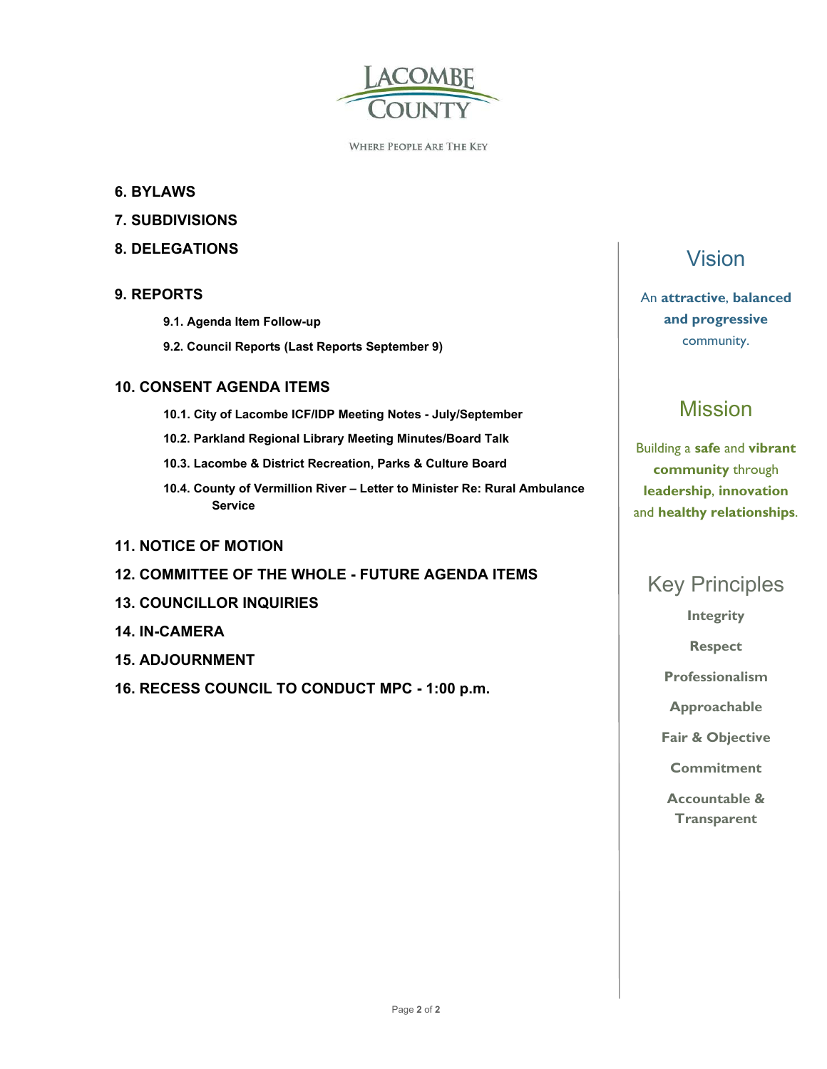LACOMBE COUNTY

WHERE PEOPLE ARE THE KEY

**6. BYLAWS**

**7. SUBDIVISIONS**

**8. DELEGATIONS**

**9. REPORTS**

- **9.1. Agenda Item Follow-up**
- **9.2. Council Reports (Last Reports September 9)**

**10. CONSENT AGENDA ITEMS**

- **10.1. City of Lacombe ICF/IDP Meeting Notes - July/September**
- **10.2. Parkland Regional Library Meeting Minutes/Board Talk**
- **10.3. Lacombe & District Recreation, Parks & Culture Board**
- **10.4. County of Vermillion River – Letter to Minister Re: Rural Ambulance Service**

**11. NOTICE OF MOTION**

**12. COMMITTEE OF THE WHOLE - FUTURE AGENDA ITEMS**

**13. COUNCILLOR INQUIRIES**

**14. IN-CAMERA**

**15. ADJOURNMENT**

**16. RECESS COUNCIL TO CONDUCT MPC - 1:00 p.m.**

## Vision

An **attractive**, **balanced and progressive** community.

## Mission

Building a **safe** and **vibrant community** through **leadership**, **innovation** and **healthy relationships**.

## Key Principles

**Integrity**

**Respect**

**Professionalism**

**Approachable**

**Fair & Objective**

**Commitment**

**Accountable & Transparent**